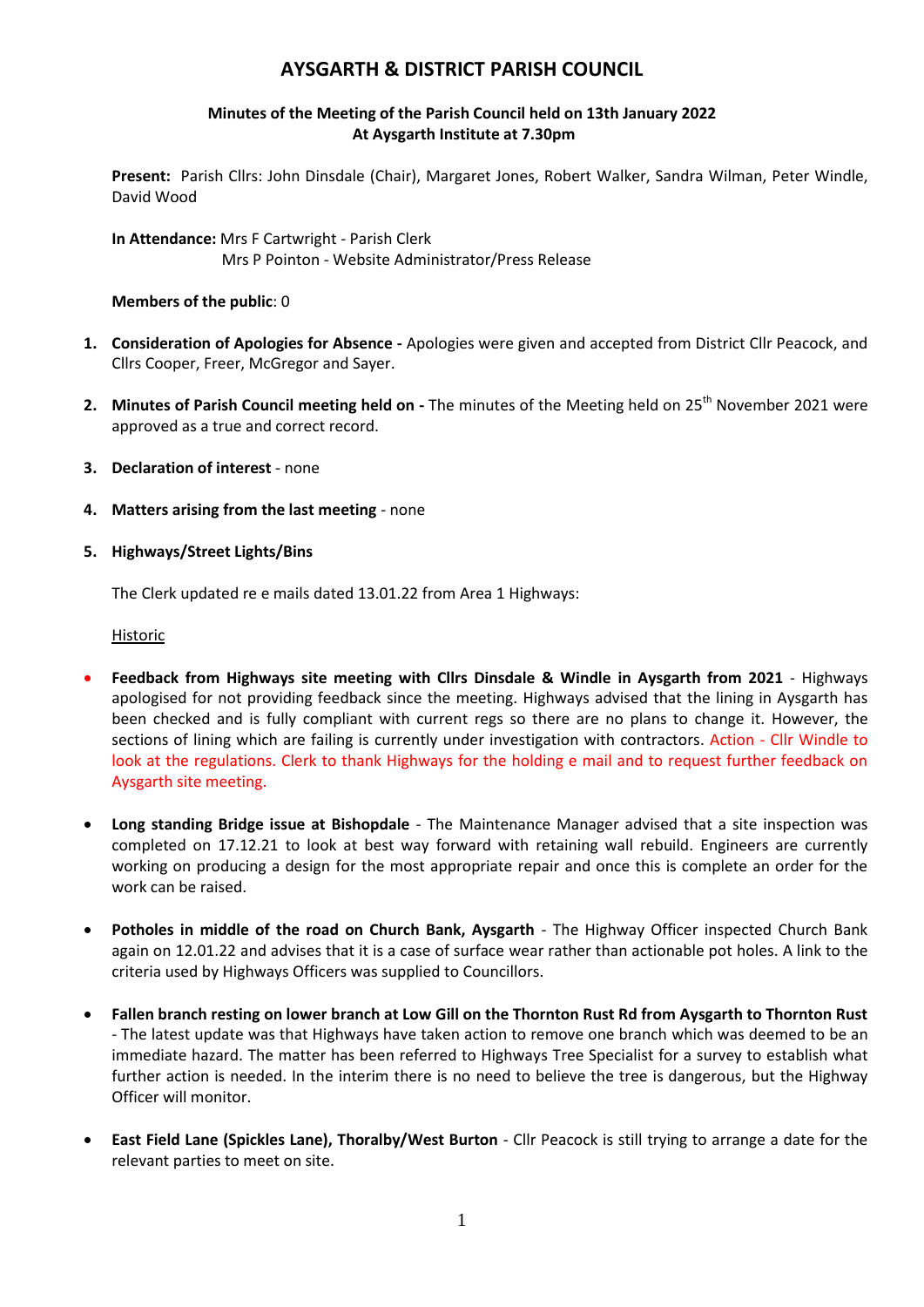# AYSGARTH & DISTRICT PARISH COUNCIL

**Minutes of the Meeting of the Parish Council held on 13th January 2022**
**At Aysgarth Institute at 7.30pm**

**Present:** Parish Cllrs: John Dinsdale (Chair), Margaret Jones, Robert Walker, Sandra Wilman, Peter Windle, David Wood

**In Attendance:** Mrs F Cartwright - Parish Clerk
Mrs P Pointon - Website Administrator/Press Release

**Members of the public**: 0

1. **Consideration of Apologies for Absence -** Apologies were given and accepted from District Cllr Peacock, and Cllrs Cooper, Freer, McGregor and Sayer.

2. **Minutes of Parish Council meeting held on -** The minutes of the Meeting held on 25th November 2021 were approved as a true and correct record.

3. **Declaration of interest** - none

4. **Matters arising from the last meeting** - none

5. **Highways/Street Lights/Bins**

   The Clerk updated re e mails dated 13.01.22 from Area 1 Highways:

   Historic

- **Feedback from Highways site meeting with Cllrs Dinsdale & Windle in Aysgarth from 2021** - Highways apologised for not providing feedback since the meeting. Highways advised that the lining in Aysgarth has been checked and is fully compliant with current regs so there are no plans to change it. However, the sections of lining which are failing is currently under investigation with contractors. Action - Cllr Windle to look at the regulations. Clerk to thank Highways for the holding e mail and to request further feedback on Aysgarth site meeting.

- **Long standing Bridge issue at Bishopdale** - The Maintenance Manager advised that a site inspection was completed on 17.12.21 to look at best way forward with retaining wall rebuild. Engineers are currently working on producing a design for the most appropriate repair and once this is complete an order for the work can be raised.

- **Potholes in middle of the road on Church Bank, Aysgarth** - The Highway Officer inspected Church Bank again on 12.01.22 and advises that it is a case of surface wear rather than actionable pot holes. A link to the criteria used by Highways Officers was supplied to Councillors.

- **Fallen branch resting on lower branch at Low Gill on the Thornton Rust Rd from Aysgarth to Thornton Rust** - The latest update was that Highways have taken action to remove one branch which was deemed to be an immediate hazard. The matter has been referred to Highways Tree Specialist for a survey to establish what further action is needed. In the interim there is no need to believe the tree is dangerous, but the Highway Officer will monitor.

- **East Field Lane (Spickles Lane), Thoralby/West Burton** - Cllr Peacock is still trying to arrange a date for the relevant parties to meet on site.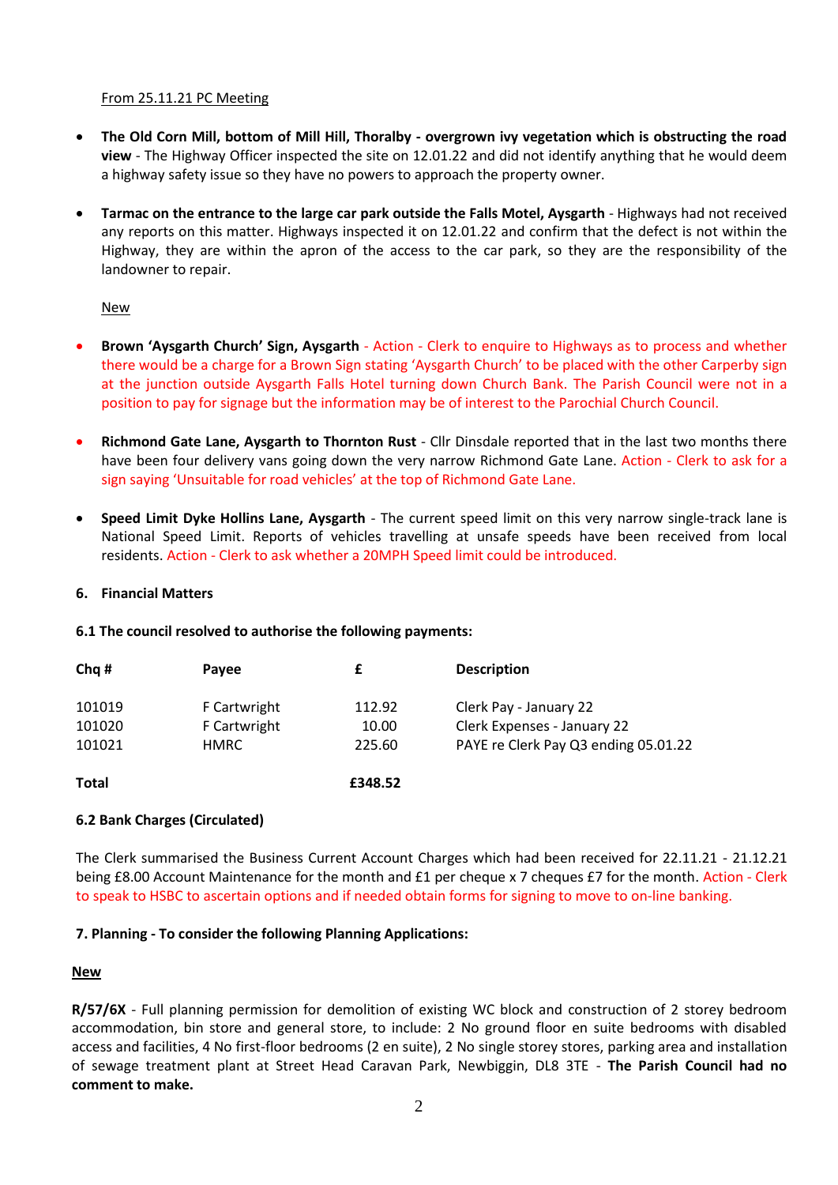From 25.11.21 PC Meeting

- **The Old Corn Mill, bottom of Mill Hill, Thoralby - overgrown ivy vegetation which is obstructing the road view** - The Highway Officer inspected the site on 12.01.22 and did not identify anything that he would deem a highway safety issue so they have no powers to approach the property owner.

- **Tarmac on the entrance to the large car park outside the Falls Motel, Aysgarth** - Highways had not received any reports on this matter. Highways inspected it on 12.01.22 and confirm that the defect is not within the Highway, they are within the apron of the access to the car park, so they are the responsibility of the landowner to repair.

New

- **Brown 'Aysgarth Church' Sign, Aysgarth** - Action - Clerk to enquire to Highways as to process and whether there would be a charge for a Brown Sign stating 'Aysgarth Church' to be placed with the other Carperby sign at the junction outside Aysgarth Falls Hotel turning down Church Bank. The Parish Council were not in a position to pay for signage but the information may be of interest to the Parochial Church Council.

- **Richmond Gate Lane, Aysgarth to Thornton Rust** - Cllr Dinsdale reported that in the last two months there have been four delivery vans going down the very narrow Richmond Gate Lane. Action - Clerk to ask for a sign saying 'Unsuitable for road vehicles' at the top of Richmond Gate Lane.

- **Speed Limit Dyke Hollins Lane, Aysgarth** - The current speed limit on this very narrow single-track lane is National Speed Limit. Reports of vehicles travelling at unsafe speeds have been received from local residents. Action - Clerk to ask whether a 20MPH Speed limit could be introduced.

## 6. Financial Matters

**6.1 The council resolved to authorise the following payments:**

| Chq # | Payee | £ | Description |
|---|---|---|---|
| 101019 | F Cartwright | 112.92 | Clerk Pay - January 22 |
| 101020 | F Cartwright | 10.00 | Clerk Expenses - January 22 |
| 101021 | HMRC | 225.60 | PAYE re Clerk Pay Q3 ending 05.01.22 |
| **Total** | | **£348.52** | |

**6.2 Bank Charges (Circulated)**

The Clerk summarised the Business Current Account Charges which had been received for 22.11.21 - 21.12.21 being £8.00 Account Maintenance for the month and £1 per cheque x 7 cheques £7 for the month. Action - Clerk to speak to HSBC to ascertain options and if needed obtain forms for signing to move to on-line banking.

**7. Planning - To consider the following Planning Applications:**

**New**

**R/57/6X** - Full planning permission for demolition of existing WC block and construction of 2 storey bedroom accommodation, bin store and general store, to include: 2 No ground floor en suite bedrooms with disabled access and facilities, 4 No first-floor bedrooms (2 en suite), 2 No single storey stores, parking area and installation of sewage treatment plant at Street Head Caravan Park, Newbiggin, DL8 3TE - **The Parish Council had no comment to make.**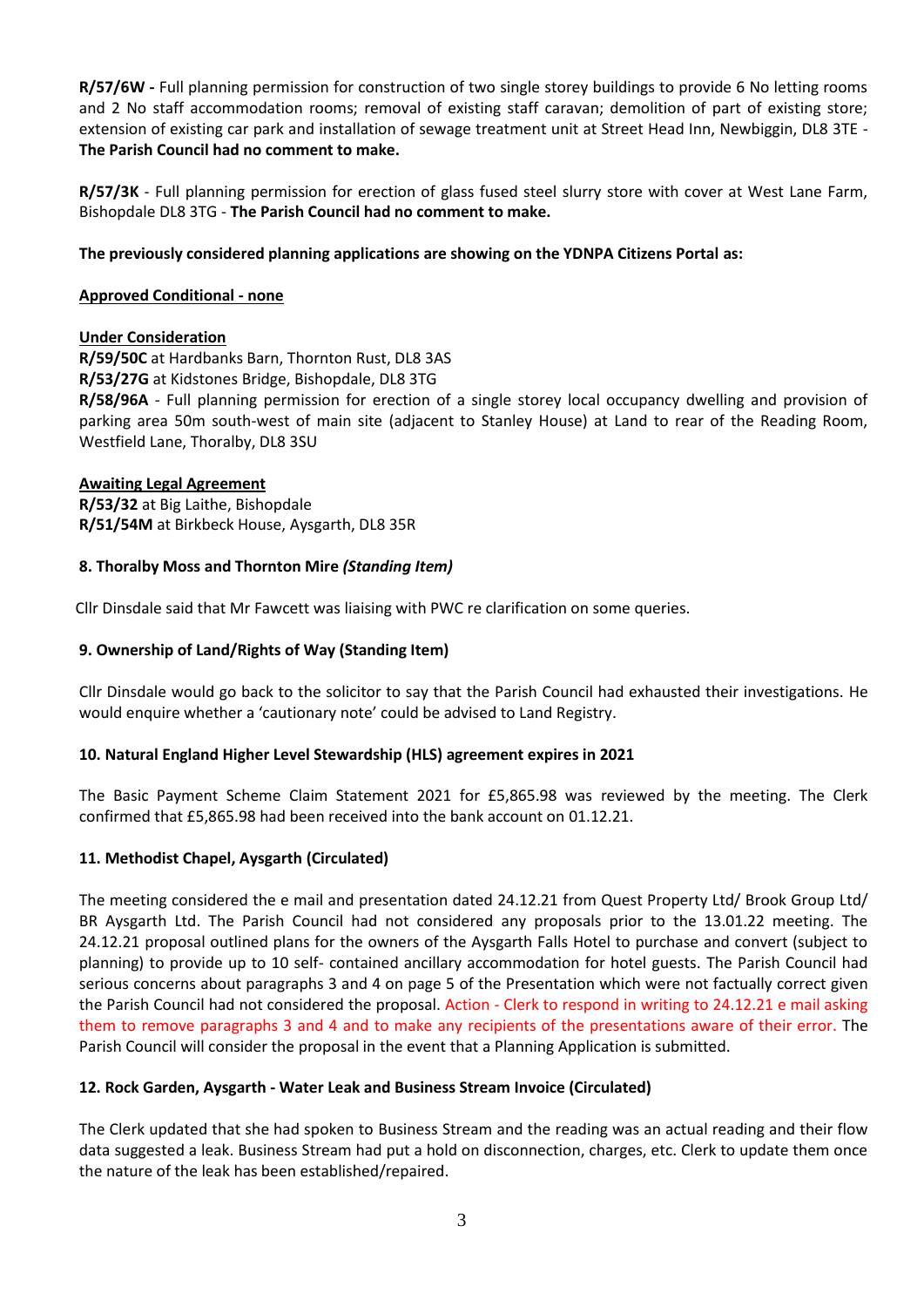**R/57/6W -** Full planning permission for construction of two single storey buildings to provide 6 No letting rooms and 2 No staff accommodation rooms; removal of existing staff caravan; demolition of part of existing store; extension of existing car park and installation of sewage treatment unit at Street Head Inn, Newbiggin, DL8 3TE - **The Parish Council had no comment to make.**

**R/57/3K** - Full planning permission for erection of glass fused steel slurry store with cover at West Lane Farm, Bishopdale DL8 3TG - **The Parish Council had no comment to make.**

**The previously considered planning applications are showing on the YDNPA Citizens Portal as:**

**Approved Conditional - none**

**Under Consideration**
**R/59/50C** at Hardbanks Barn, Thornton Rust, DL8 3AS
**R/53/27G** at Kidstones Bridge, Bishopdale, DL8 3TG
**R/58/96A** - Full planning permission for erection of a single storey local occupancy dwelling and provision of parking area 50m south-west of main site (adjacent to Stanley House) at Land to rear of the Reading Room, Westfield Lane, Thoralby, DL8 3SU

**Awaiting Legal Agreement**
**R/53/32** at Big Laithe, Bishopdale
**R/51/54M** at Birkbeck House, Aysgarth, DL8 35R

### 8. Thoralby Moss and Thornton Mire *(Standing Item)*

Cllr Dinsdale said that Mr Fawcett was liaising with PWC re clarification on some queries.

### 9. Ownership of Land/Rights of Way (Standing Item)

Cllr Dinsdale would go back to the solicitor to say that the Parish Council had exhausted their investigations. He would enquire whether a 'cautionary note' could be advised to Land Registry.

### 10. Natural England Higher Level Stewardship (HLS) agreement expires in 2021

The Basic Payment Scheme Claim Statement 2021 for £5,865.98 was reviewed by the meeting. The Clerk confirmed that £5,865.98 had been received into the bank account on 01.12.21.

### 11. Methodist Chapel, Aysgarth (Circulated)

The meeting considered the e mail and presentation dated 24.12.21 from Quest Property Ltd/ Brook Group Ltd/ BR Aysgarth Ltd. The Parish Council had not considered any proposals prior to the 13.01.22 meeting. The 24.12.21 proposal outlined plans for the owners of the Aysgarth Falls Hotel to purchase and convert (subject to planning) to provide up to 10 self- contained ancillary accommodation for hotel guests. The Parish Council had serious concerns about paragraphs 3 and 4 on page 5 of the Presentation which were not factually correct given the Parish Council had not considered the proposal. Action - Clerk to respond in writing to 24.12.21 e mail asking them to remove paragraphs 3 and 4 and to make any recipients of the presentations aware of their error. The Parish Council will consider the proposal in the event that a Planning Application is submitted.

### 12. Rock Garden, Aysgarth - Water Leak and Business Stream Invoice (Circulated)

The Clerk updated that she had spoken to Business Stream and the reading was an actual reading and their flow data suggested a leak. Business Stream had put a hold on disconnection, charges, etc. Clerk to update them once the nature of the leak has been established/repaired.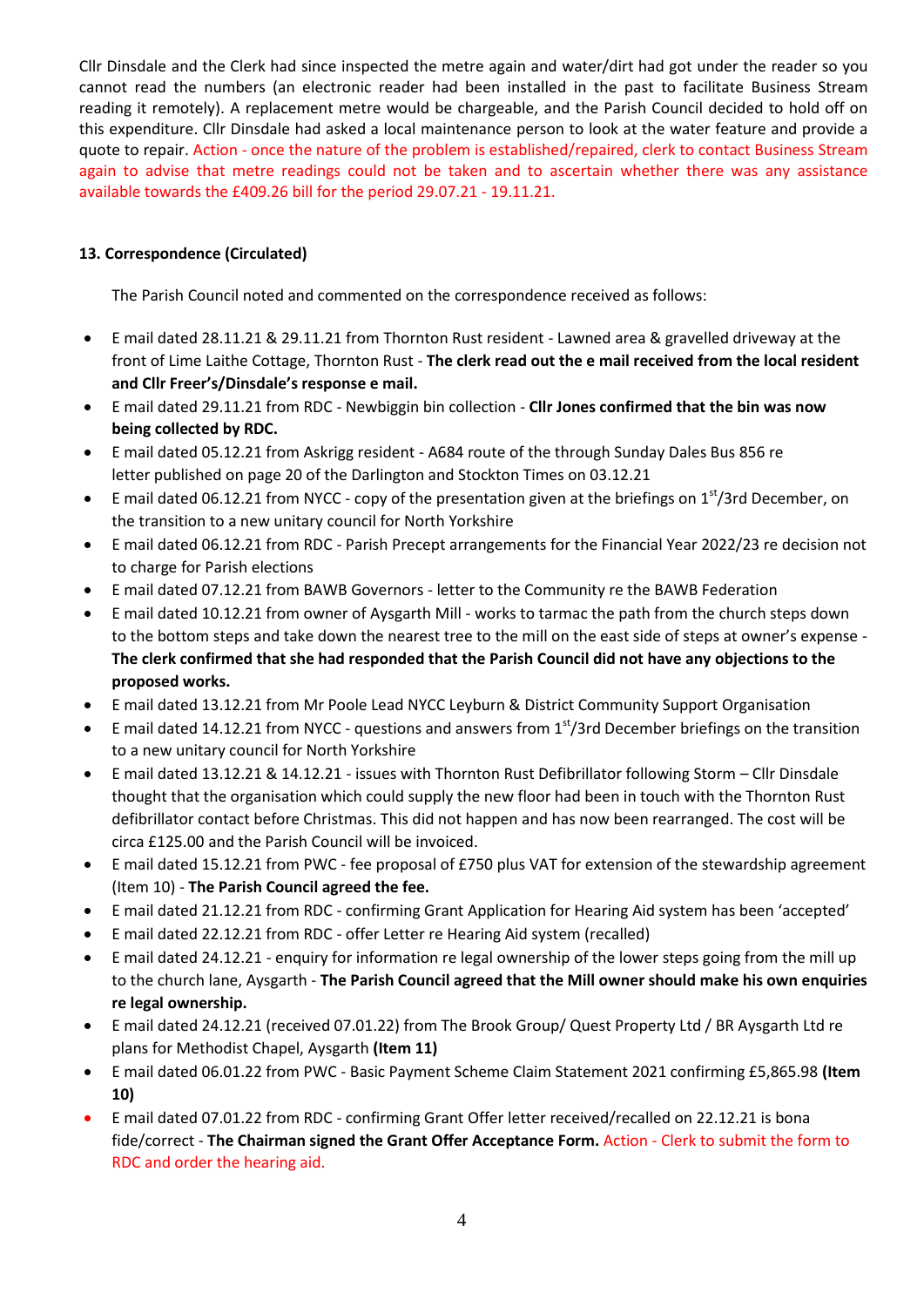Cllr Dinsdale and the Clerk had since inspected the metre again and water/dirt had got under the reader so you cannot read the numbers (an electronic reader had been installed in the past to facilitate Business Stream reading it remotely). A replacement metre would be chargeable, and the Parish Council decided to hold off on this expenditure. Cllr Dinsdale had asked a local maintenance person to look at the water feature and provide a quote to repair. Action - once the nature of the problem is established/repaired, clerk to contact Business Stream again to advise that metre readings could not be taken and to ascertain whether there was any assistance available towards the £409.26 bill for the period 29.07.21 - 19.11.21.

**13. Correspondence (Circulated)**

The Parish Council noted and commented on the correspondence received as follows:

- E mail dated 28.11.21 & 29.11.21 from Thornton Rust resident - Lawned area & gravelled driveway at the front of Lime Laithe Cottage, Thornton Rust - **The clerk read out the e mail received from the local resident and Cllr Freer's/Dinsdale's response e mail.**
- E mail dated 29.11.21 from RDC - Newbiggin bin collection - **Cllr Jones confirmed that the bin was now being collected by RDC.**
- E mail dated 05.12.21 from Askrigg resident - A684 route of the through Sunday Dales Bus 856 re letter published on page 20 of the Darlington and Stockton Times on 03.12.21
- E mail dated 06.12.21 from NYCC - copy of the presentation given at the briefings on 1st/3rd December, on the transition to a new unitary council for North Yorkshire
- E mail dated 06.12.21 from RDC - Parish Precept arrangements for the Financial Year 2022/23 re decision not to charge for Parish elections
- E mail dated 07.12.21 from BAWB Governors - letter to the Community re the BAWB Federation
- E mail dated 10.12.21 from owner of Aysgarth Mill - works to tarmac the path from the church steps down to the bottom steps and take down the nearest tree to the mill on the east side of steps at owner's expense - **The clerk confirmed that she had responded that the Parish Council did not have any objections to the proposed works.**
- E mail dated 13.12.21 from Mr Poole Lead NYCC Leyburn & District Community Support Organisation
- E mail dated 14.12.21 from NYCC - questions and answers from 1st/3rd December briefings on the transition to a new unitary council for North Yorkshire
- E mail dated 13.12.21 & 14.12.21 - issues with Thornton Rust Defibrillator following Storm – Cllr Dinsdale thought that the organisation which could supply the new floor had been in touch with the Thornton Rust defibrillator contact before Christmas. This did not happen and has now been rearranged. The cost will be circa £125.00 and the Parish Council will be invoiced.
- E mail dated 15.12.21 from PWC - fee proposal of £750 plus VAT for extension of the stewardship agreement (Item 10) - **The Parish Council agreed the fee.**
- E mail dated 21.12.21 from RDC - confirming Grant Application for Hearing Aid system has been 'accepted'
- E mail dated 22.12.21 from RDC - offer Letter re Hearing Aid system (recalled)
- E mail dated 24.12.21 - enquiry for information re legal ownership of the lower steps going from the mill up to the church lane, Aysgarth - **The Parish Council agreed that the Mill owner should make his own enquiries re legal ownership.**
- E mail dated 24.12.21 (received 07.01.22) from The Brook Group/ Quest Property Ltd / BR Aysgarth Ltd re plans for Methodist Chapel, Aysgarth **(Item 11)**
- E mail dated 06.01.22 from PWC - Basic Payment Scheme Claim Statement 2021 confirming £5,865.98 **(Item 10)**
- E mail dated 07.01.22 from RDC - confirming Grant Offer letter received/recalled on 22.12.21 is bona fide/correct - **The Chairman signed the Grant Offer Acceptance Form.** Action - Clerk to submit the form to RDC and order the hearing aid.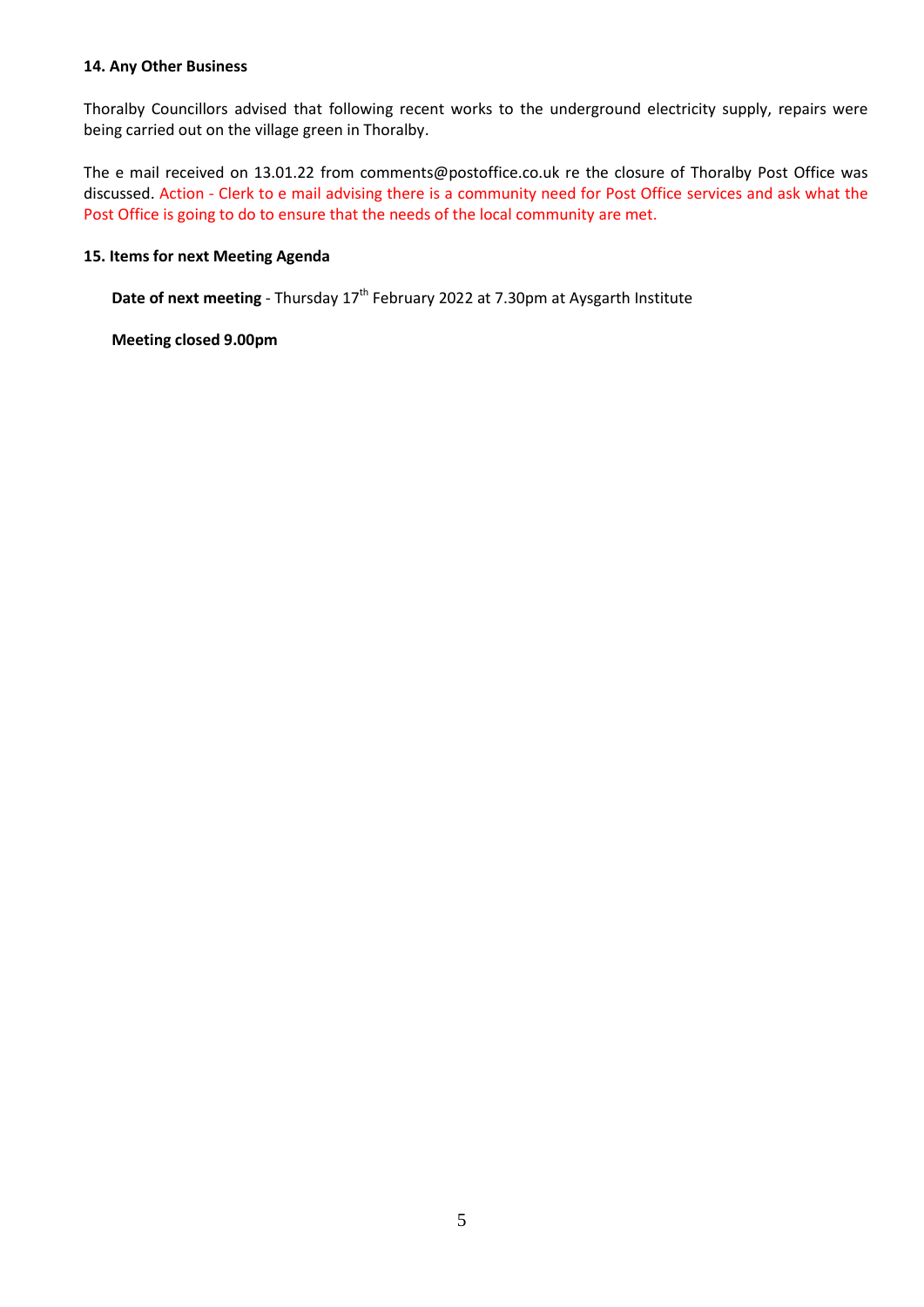**14. Any Other Business**

Thoralby Councillors advised that following recent works to the underground electricity supply, repairs were being carried out on the village green in Thoralby.

The e mail received on 13.01.22 from comments@postoffice.co.uk re the closure of Thoralby Post Office was discussed. Action - Clerk to e mail advising there is a community need for Post Office services and ask what the Post Office is going to do to ensure that the needs of the local community are met.

**15. Items for next Meeting Agenda**

**Date of next meeting** - Thursday 17th February 2022 at 7.30pm at Aysgarth Institute

**Meeting closed 9.00pm**